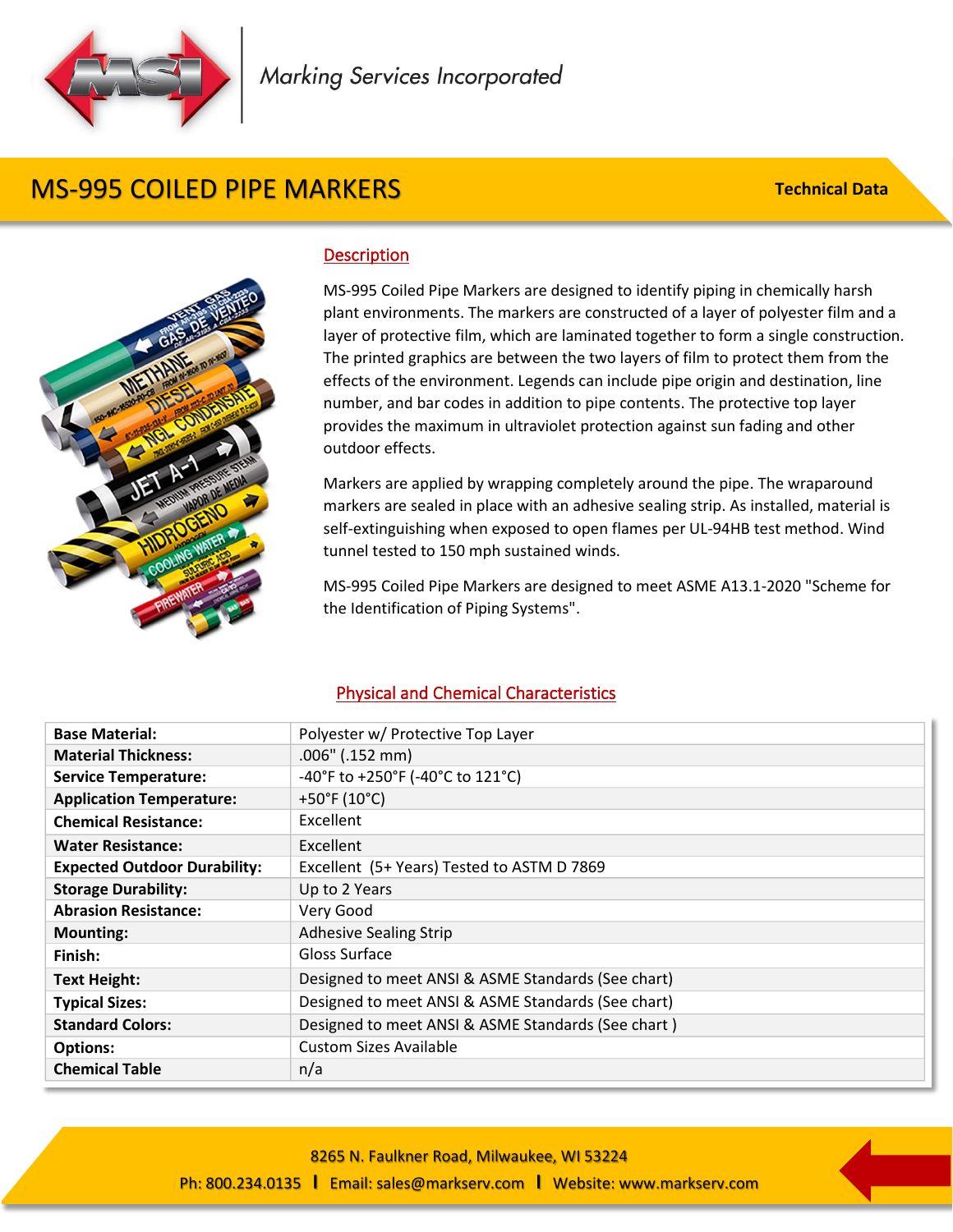Marking Services Incorporated

# MS-995 COILED PIPE MARKERS

**Technical Data**

## Description

MS-995 Coiled Pipe Markers are designed to identify piping in chemically harsh plant environments. The markers are constructed of a layer of polyester film and a layer of protective film, which are laminated together to form a single construction. The printed graphics are between the two layers of film to protect them from the effects of the environment. Legends can include pipe origin and destination, line number, and bar codes in addition to pipe contents. The protective top layer provides the maximum in ultraviolet protection against sun fading and other outdoor effects.

Markers are applied by wrapping completely around the pipe. The wraparound markers are sealed in place with an adhesive sealing strip. As installed, material is self-extinguishing when exposed to open flames per UL-94HB test method. Wind tunnel tested to 150 mph sustained winds.

MS-995 Coiled Pipe Markers are designed to meet ASME A13.1-2020 "Scheme for the Identification of Piping Systems".

## Physical and Chemical Characteristics

| | |
|---|---|
| **Base Material:** | Polyester w/ Protective Top Layer |
| **Material Thickness:** | .006" (.152 mm) |
| **Service Temperature:** | -40°F to +250°F (-40°C to 121°C) |
| **Application Temperature:** | +50°F (10°C) |
| **Chemical Resistance:** | Excellent |
| **Water Resistance:** | Excellent |
| **Expected Outdoor Durability:** | Excellent (5+ Years) Tested to ASTM D 7869 |
| **Storage Durability:** | Up to 2 Years |
| **Abrasion Resistance:** | Very Good |
| **Mounting:** | Adhesive Sealing Strip |
| **Finish:** | Gloss Surface |
| **Text Height:** | Designed to meet ANSI & ASME Standards (See chart) |
| **Typical Sizes:** | Designed to meet ANSI & ASME Standards (See chart) |
| **Standard Colors:** | Designed to meet ANSI & ASME Standards (See chart ) |
| **Options:** | Custom Sizes Available |
| **Chemical Table** | n/a |

8265 N. Faulkner Road, Milwaukee, WI 53224

Ph: 800.234.0135 | Email: sales@markserv.com | Website: www.markserv.com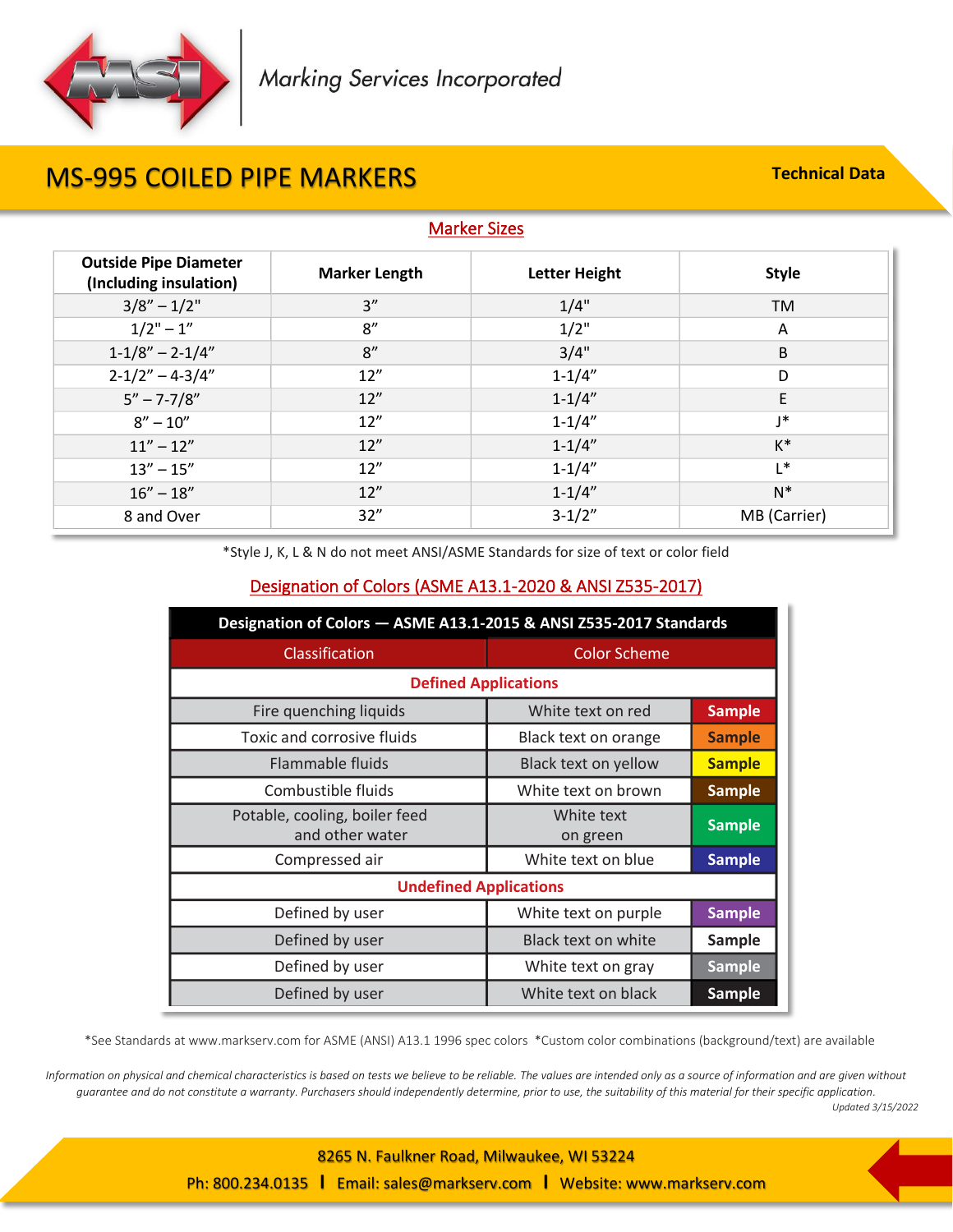Marking Services Incorporated

# MS-995 COILED PIPE MARKERS

**Technical Data**

## Marker Sizes

| Outside Pipe Diameter (Including insulation) | Marker Length | Letter Height | Style |
|---|---|---|---|
| 3/8" – 1/2" | 3" | 1/4" | TM |
| 1/2" – 1" | 8" | 1/2" | A |
| 1-1/8" – 2-1/4" | 8" | 3/4" | B |
| 2-1/2" – 4-3/4" | 12" | 1-1/4" | D |
| 5" – 7-7/8" | 12" | 1-1/4" | E |
| 8" – 10" | 12" | 1-1/4" | J* |
| 11" – 12" | 12" | 1-1/4" | K* |
| 13" – 15" | 12" | 1-1/4" | L* |
| 16" – 18" | 12" | 1-1/4" | N* |
| 8 and Over | 32" | 3-1/2" | MB (Carrier) |

*Style J, K, L & N do not meet ANSI/ASME Standards for size of text or color field

## Designation of Colors (ASME A13.1-2020 & ANSI Z535-2017)

| Designation of Colors — ASME A13.1-2015 & ANSI Z535-2017 Standards | | |
|---|---|---|
| **Classification** | **Color Scheme** | |
| **Defined Applications** | | |
| Fire quenching liquids | White text on red | Sample |
| Toxic and corrosive fluids | Black text on orange | Sample |
| Flammable fluids | Black text on yellow | Sample |
| Combustible fluids | White text on brown | Sample |
| Potable, cooling, boiler feed and other water | White text on green | Sample |
| Compressed air | White text on blue | Sample |
| **Undefined Applications** | | |
| Defined by user | White text on purple | Sample |
| Defined by user | Black text on white | Sample |
| Defined by user | White text on gray | Sample |
| Defined by user | White text on black | Sample |

*See Standards at www.markserv.com for ASME (ANSI) A13.1 1996 spec colors *Custom color combinations (background/text) are available

*Information on physical and chemical characteristics is based on tests we believe to be reliable. The values are intended only as a source of information and are given without guarantee and do not constitute a warranty. Purchasers should independently determine, prior to use, the suitability of this material for their specific application.*

*Updated 3/15/2022*

8265 N. Faulkner Road, Milwaukee, WI 53224

Ph: 800.234.0135 | Email: sales@markserv.com | Website: www.markserv.com